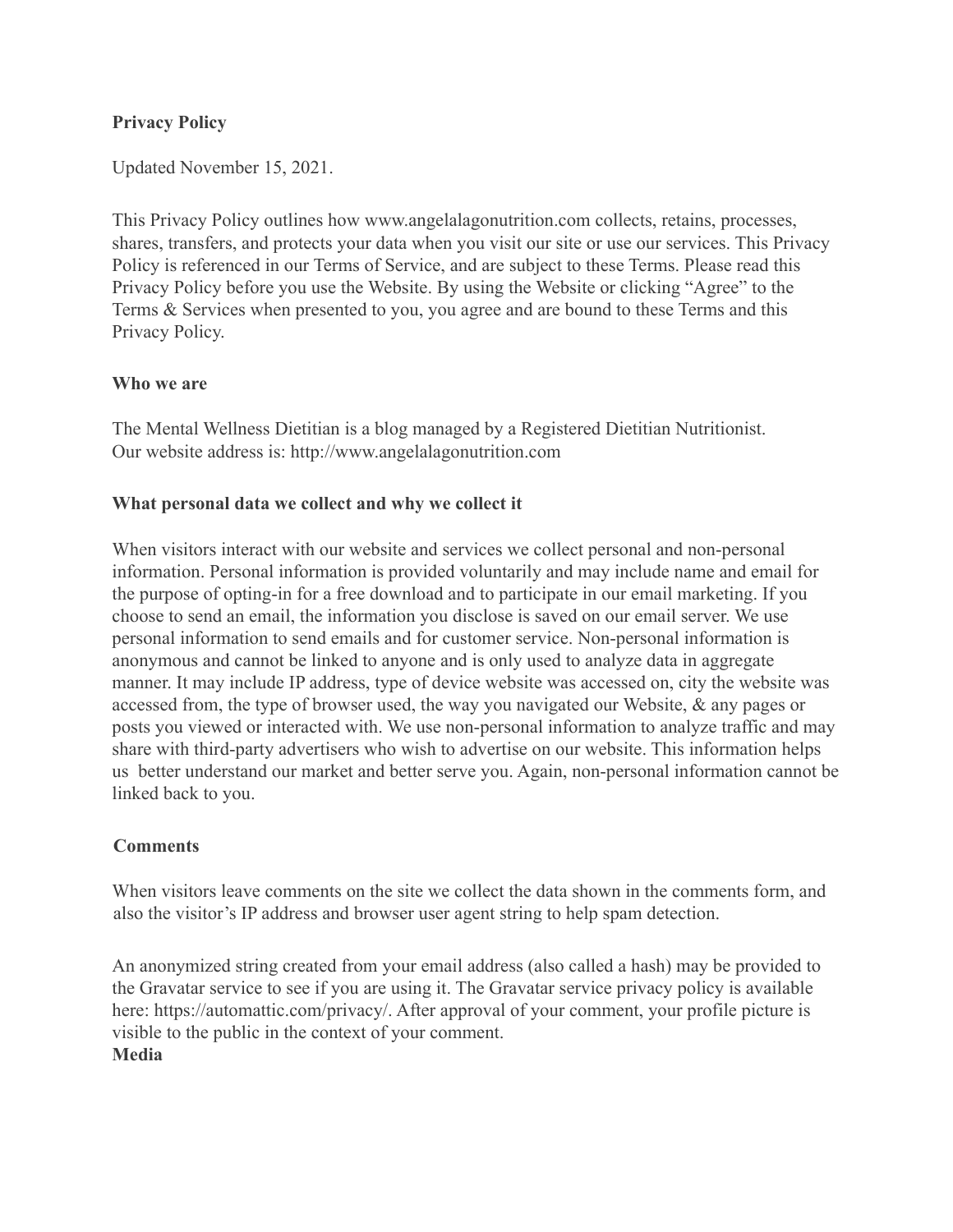**Privacy Policy**

Updated November 15, 2021.

This Privacy Policy outlines how www.angelalagonutrition.com collects, retains, processes, shares, transfers, and protects your data when you visit our site or use our services. This Privacy Policy is referenced in our Terms of Service, and are subject to these Terms. Please read this Privacy Policy before you use the Website. By using the Website or clicking "Agree" to the Terms & Services when presented to you, you agree and are bound to these Terms and this Privacy Policy.

**Who we are**

The Mental Wellness Dietitian is a blog managed by a Registered Dietitian Nutritionist. Our website address is: http://www.angelalagonutrition.com

**What personal data we collect and why we collect it**

When visitors interact with our website and services we collect personal and non-personal information. Personal information is provided voluntarily and may include name and email for the purpose of opting-in for a free download and to participate in our email marketing. If you choose to send an email, the information you disclose is saved on our email server. We use personal information to send emails and for customer service. Non-personal information is anonymous and cannot be linked to anyone and is only used to analyze data in aggregate manner. It may include IP address, type of device website was accessed on, city the website was accessed from, the type of browser used, the way you navigated our Website, & any pages or posts you viewed or interacted with. We use non-personal information to analyze traffic and may share with third-party advertisers who wish to advertise on our website. This information helps us better understand our market and better serve you. Again, non-personal information cannot be linked back to you.

**Comments**

When visitors leave comments on the site we collect the data shown in the comments form, and also the visitor's IP address and browser user agent string to help spam detection.

An anonymized string created from your email address (also called a hash) may be provided to the Gravatar service to see if you are using it. The Gravatar service privacy policy is available here: https://automattic.com/privacy/. After approval of your comment, your profile picture is visible to the public in the context of your comment.

**Media**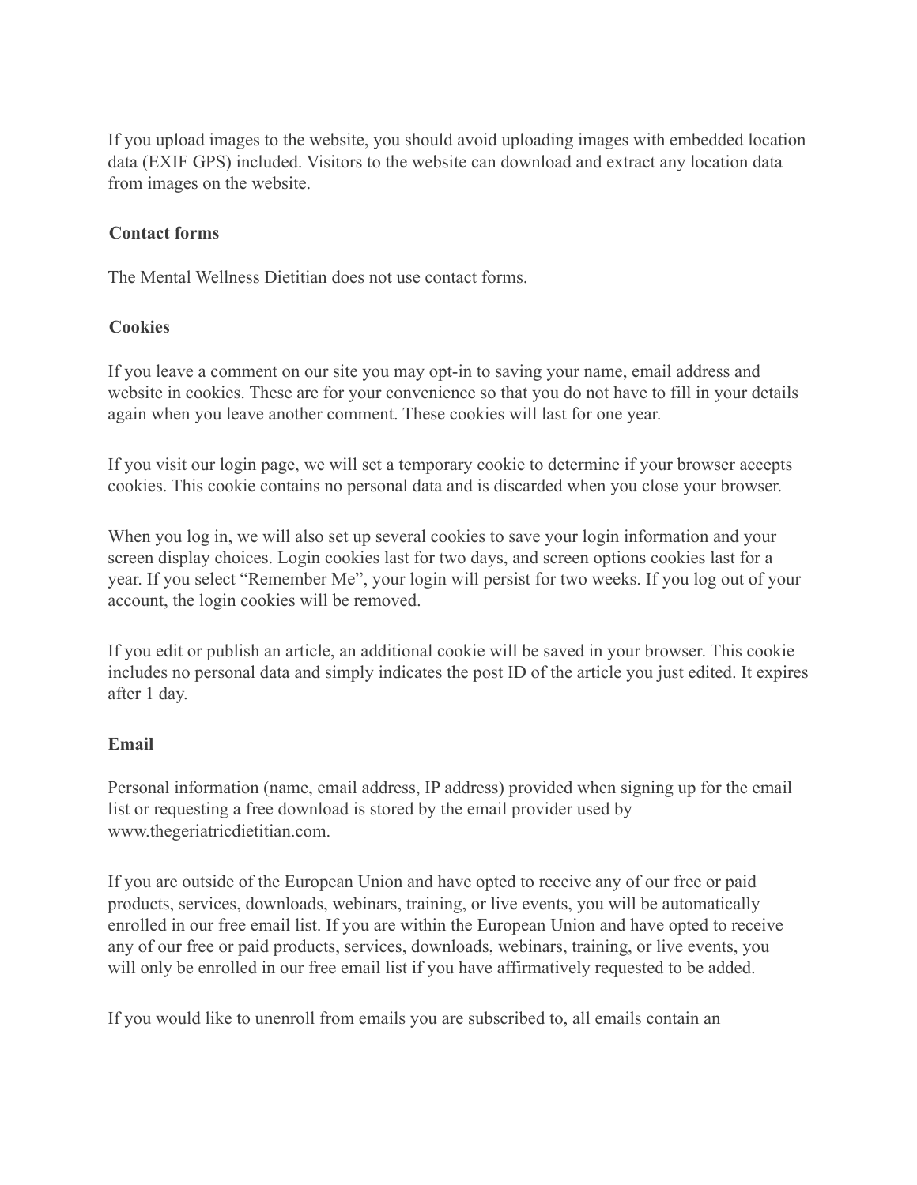If you upload images to the website, you should avoid uploading images with embedded location data (EXIF GPS) included. Visitors to the website can download and extract any location data from images on the website.

**Contact forms**

The Mental Wellness Dietitian does not use contact forms.

**Cookies**

If you leave a comment on our site you may opt-in to saving your name, email address and website in cookies. These are for your convenience so that you do not have to fill in your details again when you leave another comment. These cookies will last for one year.

If you visit our login page, we will set a temporary cookie to determine if your browser accepts cookies. This cookie contains no personal data and is discarded when you close your browser.

When you log in, we will also set up several cookies to save your login information and your screen display choices. Login cookies last for two days, and screen options cookies last for a year. If you select "Remember Me", your login will persist for two weeks. If you log out of your account, the login cookies will be removed.

If you edit or publish an article, an additional cookie will be saved in your browser. This cookie includes no personal data and simply indicates the post ID of the article you just edited. It expires after 1 day.

**Email**

Personal information (name, email address, IP address) provided when signing up for the email list or requesting a free download is stored by the email provider used by www.thegeriatricdietitian.com.

If you are outside of the European Union and have opted to receive any of our free or paid products, services, downloads, webinars, training, or live events, you will be automatically enrolled in our free email list. If you are within the European Union and have opted to receive any of our free or paid products, services, downloads, webinars, training, or live events, you will only be enrolled in our free email list if you have affirmatively requested to be added.

If you would like to unenroll from emails you are subscribed to, all emails contain an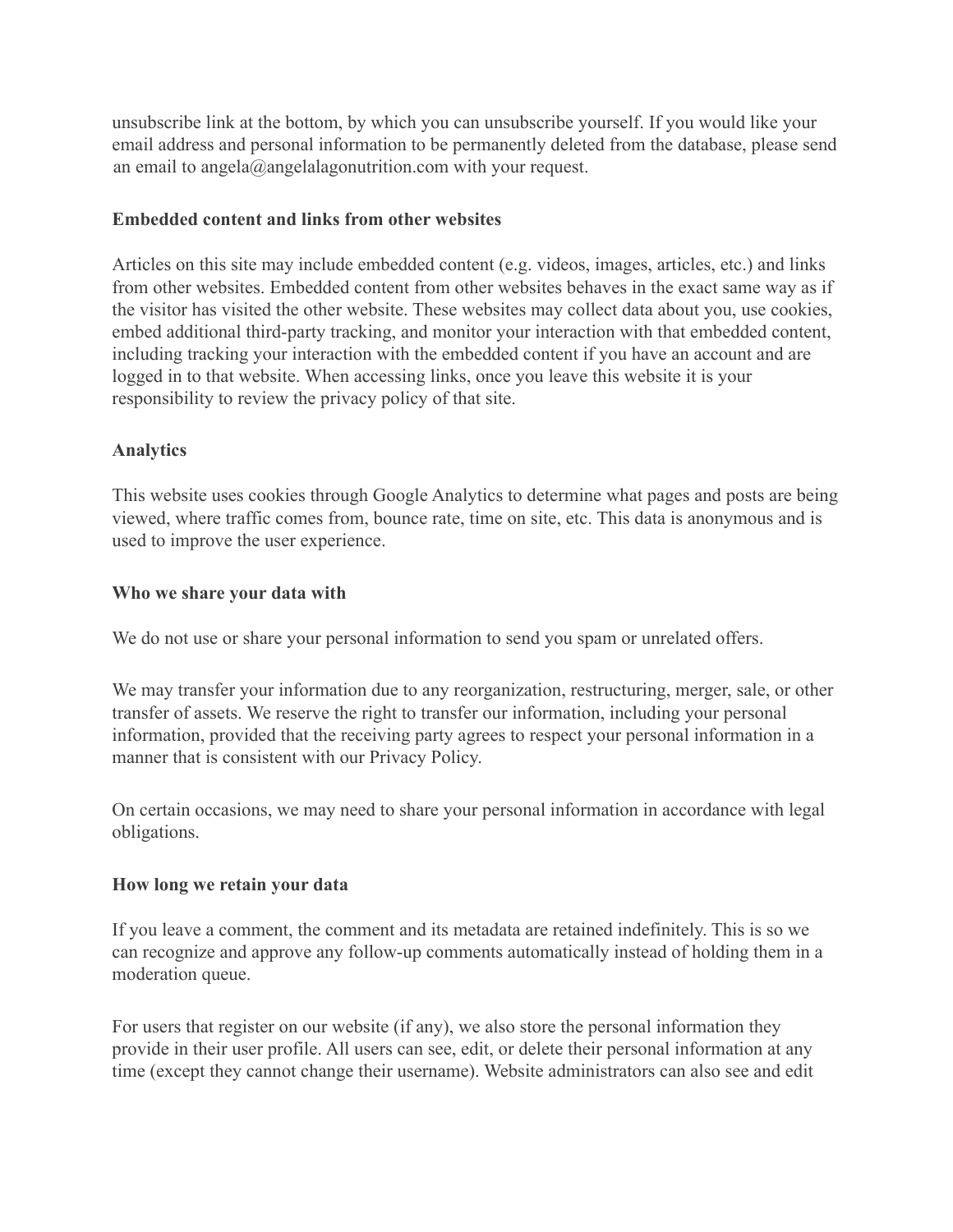unsubscribe link at the bottom, by which you can unsubscribe yourself. If you would like your email address and personal information to be permanently deleted from the database, please send an email to angela@angelalagonutrition.com with your request.

**Embedded content and links from other websites**

Articles on this site may include embedded content (e.g. videos, images, articles, etc.) and links from other websites. Embedded content from other websites behaves in the exact same way as if the visitor has visited the other website. These websites may collect data about you, use cookies, embed additional third-party tracking, and monitor your interaction with that embedded content, including tracking your interaction with the embedded content if you have an account and are logged in to that website. When accessing links, once you leave this website it is your responsibility to review the privacy policy of that site.

**Analytics**

This website uses cookies through Google Analytics to determine what pages and posts are being viewed, where traffic comes from, bounce rate, time on site, etc. This data is anonymous and is used to improve the user experience.

**Who we share your data with**

We do not use or share your personal information to send you spam or unrelated offers.

We may transfer your information due to any reorganization, restructuring, merger, sale, or other transfer of assets. We reserve the right to transfer our information, including your personal information, provided that the receiving party agrees to respect your personal information in a manner that is consistent with our Privacy Policy.

On certain occasions, we may need to share your personal information in accordance with legal obligations.

**How long we retain your data**

If you leave a comment, the comment and its metadata are retained indefinitely. This is so we can recognize and approve any follow-up comments automatically instead of holding them in a moderation queue.

For users that register on our website (if any), we also store the personal information they provide in their user profile. All users can see, edit, or delete their personal information at any time (except they cannot change their username). Website administrators can also see and edit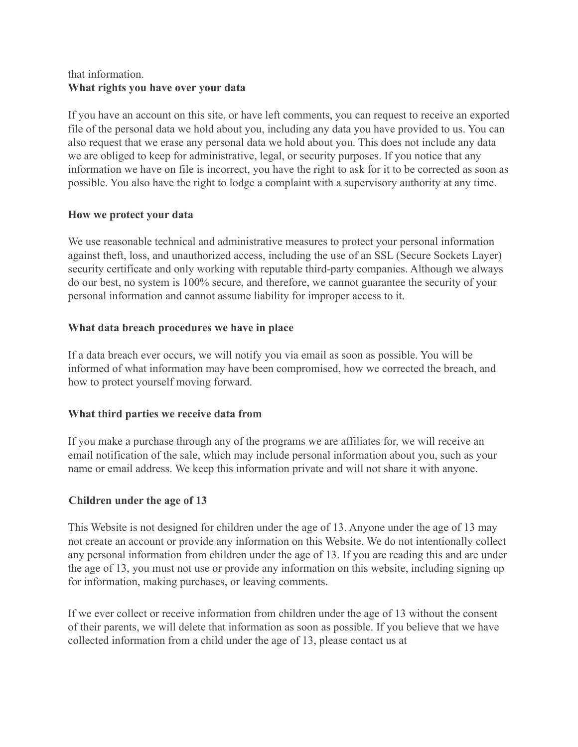that information.

**What rights you have over your data**

If you have an account on this site, or have left comments, you can request to receive an exported file of the personal data we hold about you, including any data you have provided to us. You can also request that we erase any personal data we hold about you. This does not include any data we are obliged to keep for administrative, legal, or security purposes. If you notice that any information we have on file is incorrect, you have the right to ask for it to be corrected as soon as possible. You also have the right to lodge a complaint with a supervisory authority at any time.

**How we protect your data**

We use reasonable technical and administrative measures to protect your personal information against theft, loss, and unauthorized access, including the use of an SSL (Secure Sockets Layer) security certificate and only working with reputable third-party companies. Although we always do our best, no system is 100% secure, and therefore, we cannot guarantee the security of your personal information and cannot assume liability for improper access to it.

**What data breach procedures we have in place**

If a data breach ever occurs, we will notify you via email as soon as possible. You will be informed of what information may have been compromised, how we corrected the breach, and how to protect yourself moving forward.

**What third parties we receive data from**

If you make a purchase through any of the programs we are affiliates for, we will receive an email notification of the sale, which may include personal information about you, such as your name or email address. We keep this information private and will not share it with anyone.

**Children under the age of 13**

This Website is not designed for children under the age of 13. Anyone under the age of 13 may not create an account or provide any information on this Website. We do not intentionally collect any personal information from children under the age of 13. If you are reading this and are under the age of 13, you must not use or provide any information on this website, including signing up for information, making purchases, or leaving comments.

If we ever collect or receive information from children under the age of 13 without the consent of their parents, we will delete that information as soon as possible. If you believe that we have collected information from a child under the age of 13, please contact us at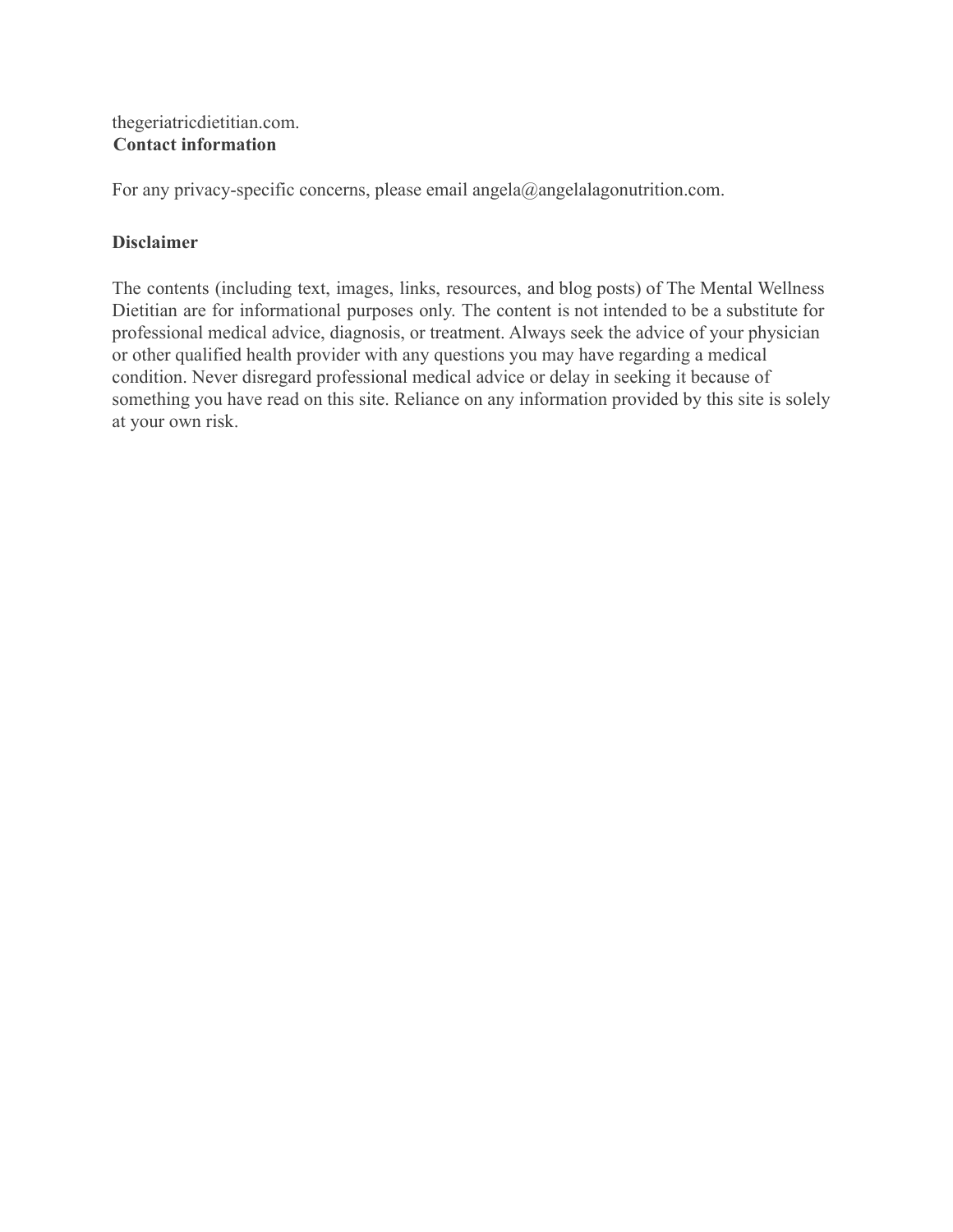thegeriatricdietitian.com.

**Contact information**

For any privacy-specific concerns, please email angela@angelalagonutrition.com.

**Disclaimer**

The contents (including text, images, links, resources, and blog posts) of The Mental Wellness Dietitian are for informational purposes only. The content is not intended to be a substitute for professional medical advice, diagnosis, or treatment. Always seek the advice of your physician or other qualified health provider with any questions you may have regarding a medical condition. Never disregard professional medical advice or delay in seeking it because of something you have read on this site. Reliance on any information provided by this site is solely at your own risk.